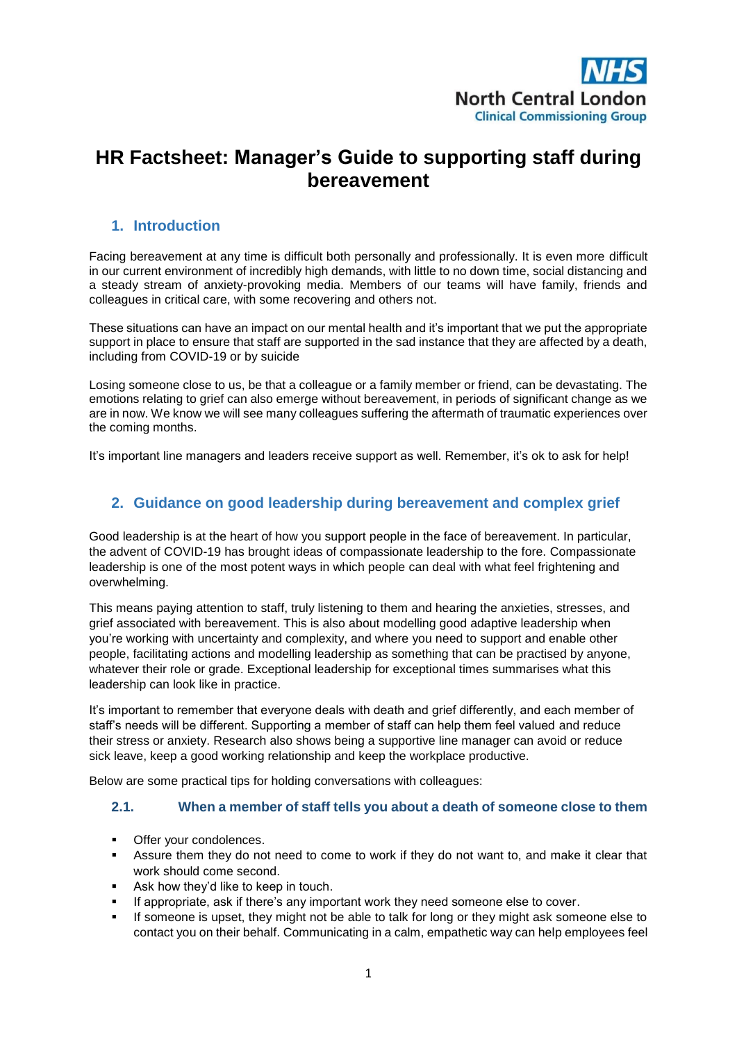NHS North Central London Clinical Commissioning Group

# HR Factsheet: Manager's Guide to supporting staff during bereavement

## 1. Introduction

Facing bereavement at any time is difficult both personally and professionally. It is even more difficult in our current environment of incredibly high demands, with little to no down time, social distancing and a steady stream of anxiety-provoking media. Members of our teams will have family, friends and colleagues in critical care, with some recovering and others not.

These situations can have an impact on our mental health and it's important that we put the appropriate support in place to ensure that staff are supported in the sad instance that they are affected by a death, including from COVID-19 or by suicide

Losing someone close to us, be that a colleague or a family member or friend, can be devastating. The emotions relating to grief can also emerge without bereavement, in periods of significant change as we are in now. We know we will see many colleagues suffering the aftermath of traumatic experiences over the coming months.

It's important line managers and leaders receive support as well. Remember, it's ok to ask for help!

## 2. Guidance on good leadership during bereavement and complex grief

Good leadership is at the heart of how you support people in the face of bereavement. In particular, the advent of COVID-19 has brought ideas of compassionate leadership to the fore. Compassionate leadership is one of the most potent ways in which people can deal with what feel frightening and overwhelming.

This means paying attention to staff, truly listening to them and hearing the anxieties, stresses, and grief associated with bereavement. This is also about modelling good adaptive leadership when you're working with uncertainty and complexity, and where you need to support and enable other people, facilitating actions and modelling leadership as something that can be practised by anyone, whatever their role or grade. Exceptional leadership for exceptional times summarises what this leadership can look like in practice.

It's important to remember that everyone deals with death and grief differently, and each member of staff's needs will be different. Supporting a member of staff can help them feel valued and reduce their stress or anxiety. Research also shows being a supportive line manager can avoid or reduce sick leave, keep a good working relationship and keep the workplace productive.

Below are some practical tips for holding conversations with colleagues:

### 2.1. When a member of staff tells you about a death of someone close to them

- Offer your condolences.
- Assure them they do not need to come to work if they do not want to, and make it clear that work should come second.
- Ask how they'd like to keep in touch.
- If appropriate, ask if there's any important work they need someone else to cover.
- If someone is upset, they might not be able to talk for long or they might ask someone else to contact you on their behalf. Communicating in a calm, empathetic way can help employees feel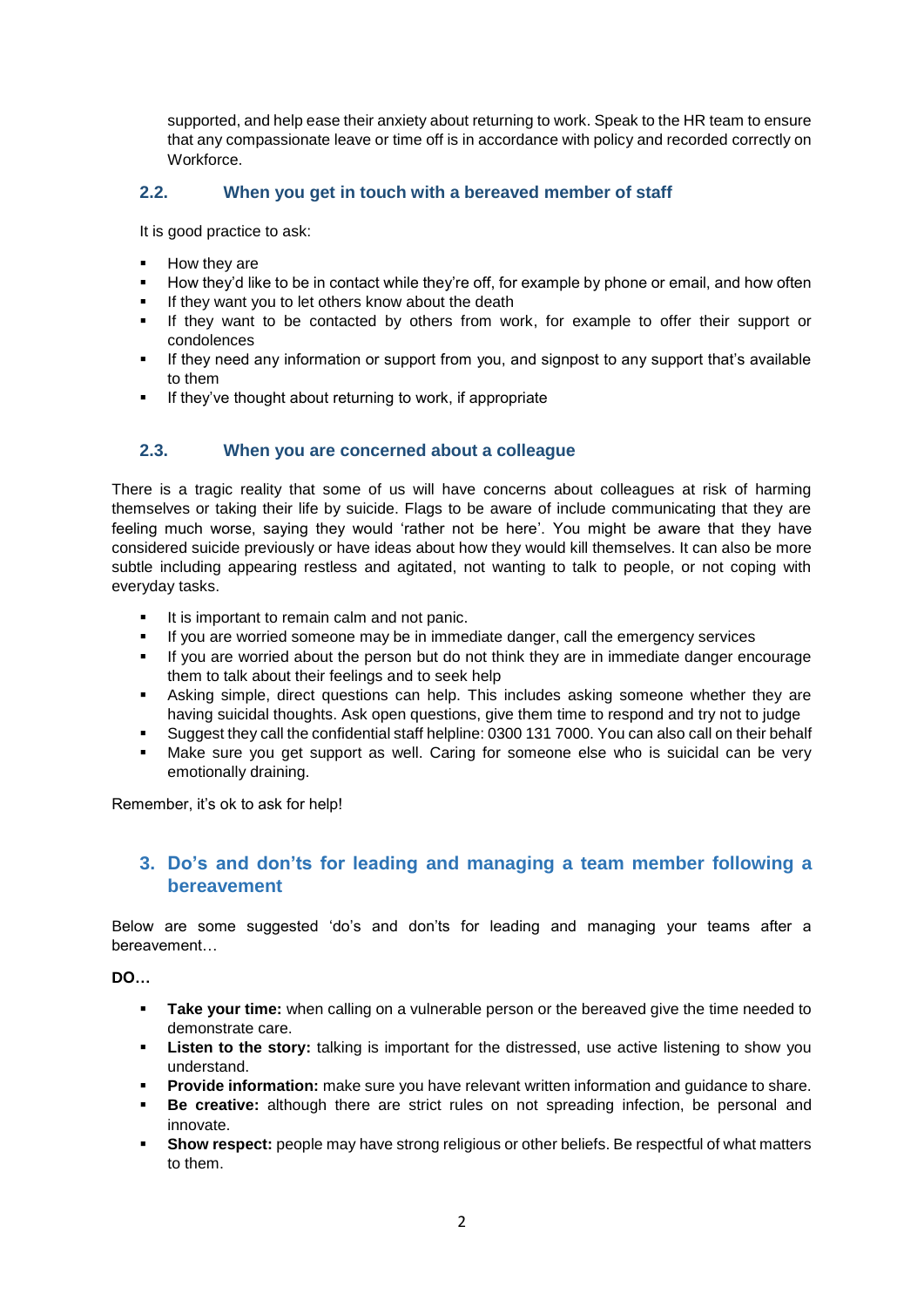supported, and help ease their anxiety about returning to work. Speak to the HR team to ensure that any compassionate leave or time off is in accordance with policy and recorded correctly on Workforce.

### 2.2. When you get in touch with a bereaved member of staff

It is good practice to ask:

- How they are
- How they'd like to be in contact while they're off, for example by phone or email, and how often
- If they want you to let others know about the death
- If they want to be contacted by others from work, for example to offer their support or condolences
- If they need any information or support from you, and signpost to any support that's available to them
- If they've thought about returning to work, if appropriate

### 2.3. When you are concerned about a colleague

There is a tragic reality that some of us will have concerns about colleagues at risk of harming themselves or taking their life by suicide. Flags to be aware of include communicating that they are feeling much worse, saying they would 'rather not be here'. You might be aware that they have considered suicide previously or have ideas about how they would kill themselves. It can also be more subtle including appearing restless and agitated, not wanting to talk to people, or not coping with everyday tasks.

- It is important to remain calm and not panic.
- If you are worried someone may be in immediate danger, call the emergency services
- If you are worried about the person but do not think they are in immediate danger encourage them to talk about their feelings and to seek help
- Asking simple, direct questions can help. This includes asking someone whether they are having suicidal thoughts. Ask open questions, give them time to respond and try not to judge
- Suggest they call the confidential staff helpline: 0300 131 7000. You can also call on their behalf
- Make sure you get support as well. Caring for someone else who is suicidal can be very emotionally draining.

Remember, it's ok to ask for help!

## 3. Do's and don'ts for leading and managing a team member following a bereavement

Below are some suggested 'do's and don'ts for leading and managing your teams after a bereavement…

**DO…**

- **Take your time:** when calling on a vulnerable person or the bereaved give the time needed to demonstrate care.
- **Listen to the story:** talking is important for the distressed, use active listening to show you understand.
- **Provide information:** make sure you have relevant written information and guidance to share.
- **Be creative:** although there are strict rules on not spreading infection, be personal and innovate.
- **Show respect:** people may have strong religious or other beliefs. Be respectful of what matters to them.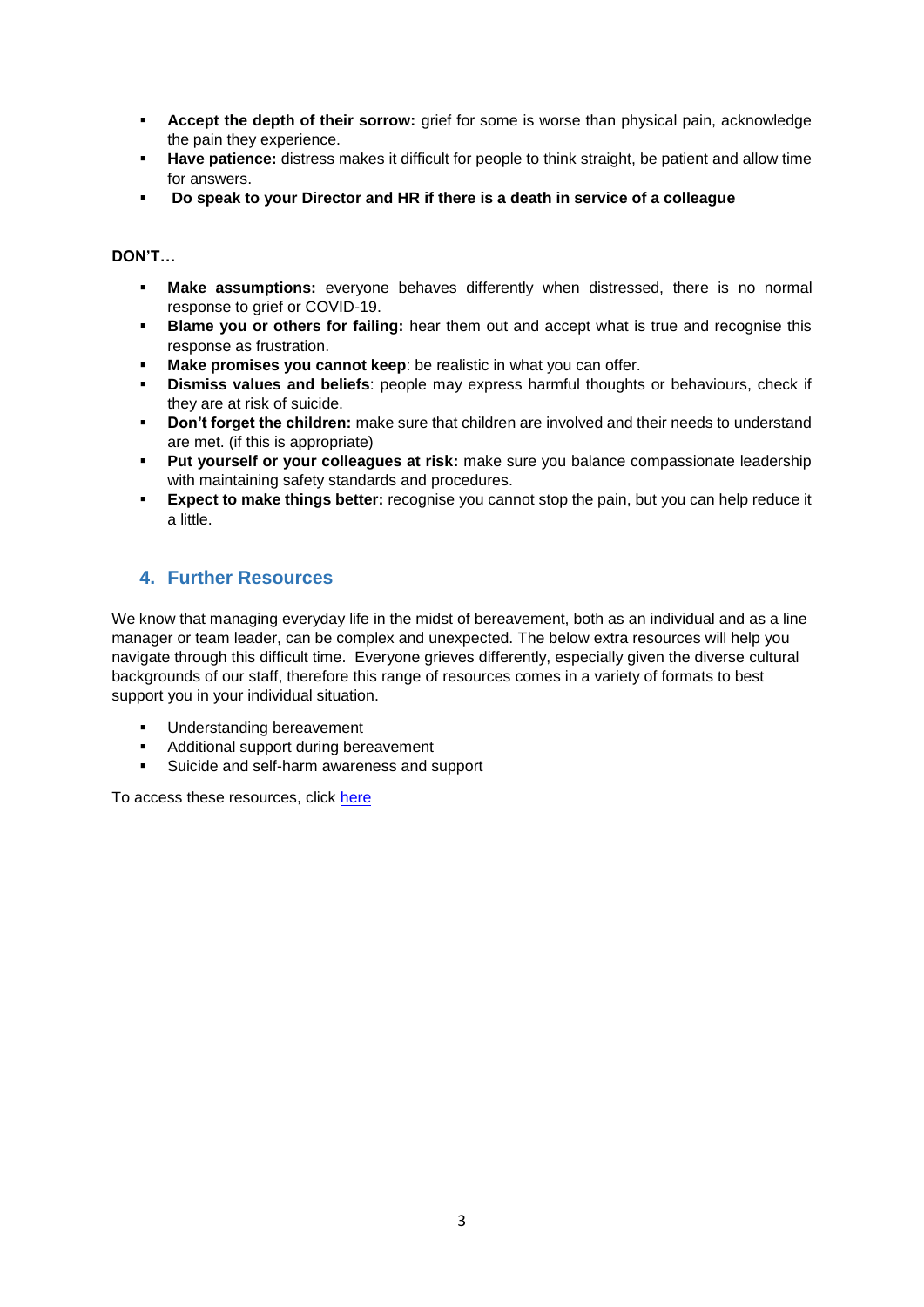- **Accept the depth of their sorrow:** grief for some is worse than physical pain, acknowledge the pain they experience.
- **Have patience:** distress makes it difficult for people to think straight, be patient and allow time for answers.
- **Do speak to your Director and HR if there is a death in service of a colleague**

**DON'T…**

- **Make assumptions:** everyone behaves differently when distressed, there is no normal response to grief or COVID-19.
- **Blame you or others for failing:** hear them out and accept what is true and recognise this response as frustration.
- **Make promises you cannot keep**: be realistic in what you can offer.
- **Dismiss values and beliefs**: people may express harmful thoughts or behaviours, check if they are at risk of suicide.
- **Don't forget the children:** make sure that children are involved and their needs to understand are met. (if this is appropriate)
- **Put yourself or your colleagues at risk:** make sure you balance compassionate leadership with maintaining safety standards and procedures.
- **Expect to make things better:** recognise you cannot stop the pain, but you can help reduce it a little.

## 4. Further Resources

We know that managing everyday life in the midst of bereavement, both as an individual and as a line manager or team leader, can be complex and unexpected. The below extra resources will help you navigate through this difficult time. Everyone grieves differently, especially given the diverse cultural backgrounds of our staff, therefore this range of resources comes in a variety of formats to best support you in your individual situation.

- Understanding bereavement
- Additional support during bereavement
- Suicide and self-harm awareness and support

To access these resources, click here